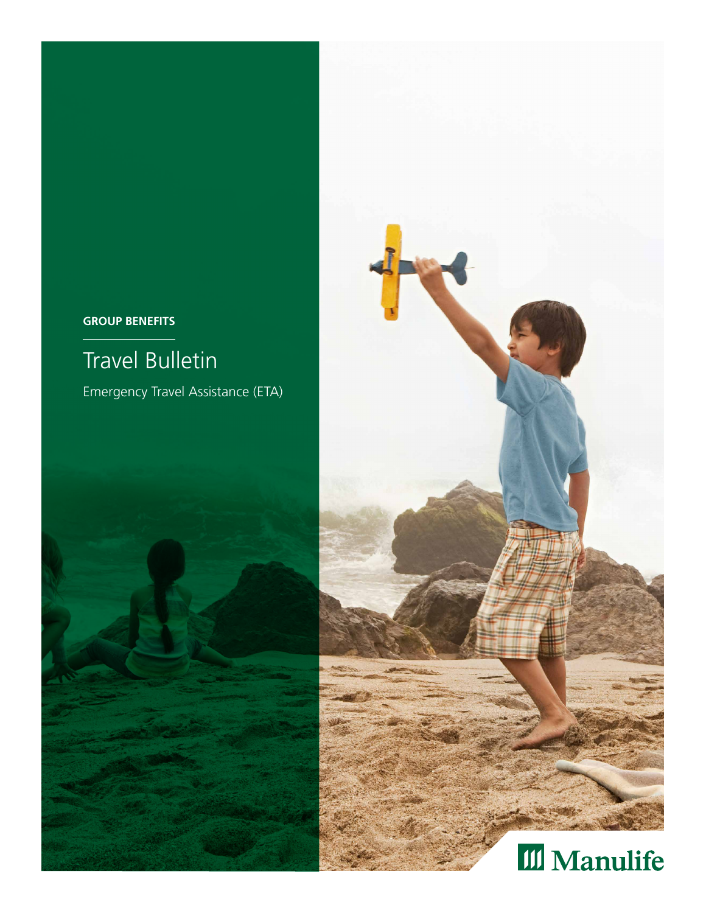**GROUP BENEFITS**

# Travel Bulletin

Emergency Travel Assistance (ETA)

Manulife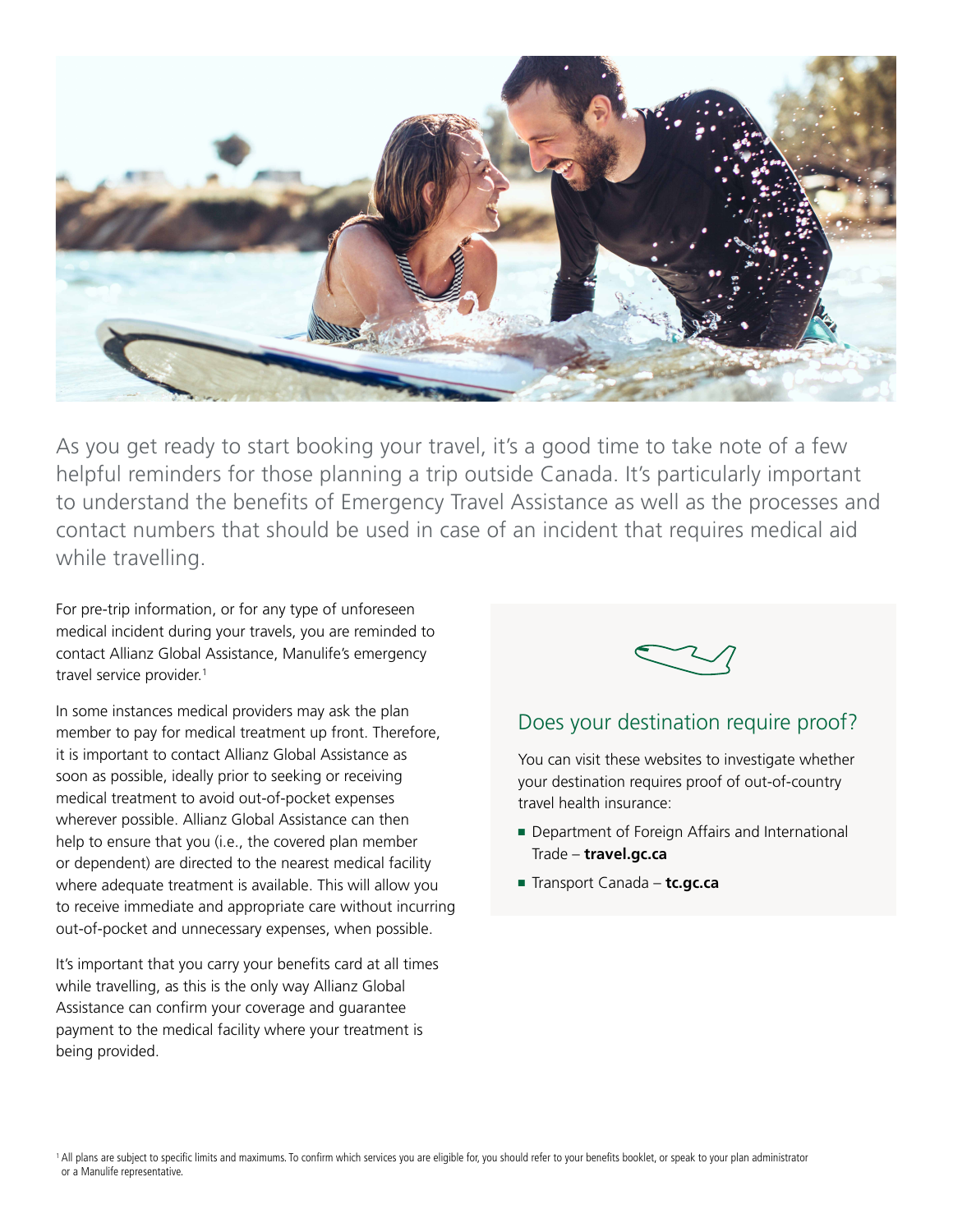As you get ready to start booking your travel, it's a good time to take note of a few helpful reminders for those planning a trip outside Canada. It's particularly important to understand the benefits of Emergency Travel Assistance as well as the processes and contact numbers that should be used in case of an incident that requires medical aid while travelling.

For pre-trip information, or for any type of unforeseen medical incident during your travels, you are reminded to contact Allianz Global Assistance, Manulife's emergency travel service provider.[1]

In some instances medical providers may ask the plan member to pay for medical treatment up front. Therefore, it is important to contact Allianz Global Assistance as soon as possible, ideally prior to seeking or receiving medical treatment to avoid out-of-pocket expenses wherever possible. Allianz Global Assistance can then help to ensure that you (i.e., the covered plan member or dependent) are directed to the nearest medical facility where adequate treatment is available. This will allow you to receive immediate and appropriate care without incurring out-of-pocket and unnecessary expenses, when possible.

It's important that you carry your benefits card at all times while travelling, as this is the only way Allianz Global Assistance can confirm your coverage and guarantee payment to the medical facility where your treatment is being provided.

## Does your destination require proof?

You can visit these websites to investigate whether your destination requires proof of out-of-country travel health insurance:

- Department of Foreign Affairs and International Trade – **travel.gc.ca**
- Transport Canada – **tc.gc.ca**

[1] All plans are subject to specific limits and maximums. To confirm which services you are eligible for, you should refer to your benefits booklet, or speak to your plan administrator or a Manulife representative.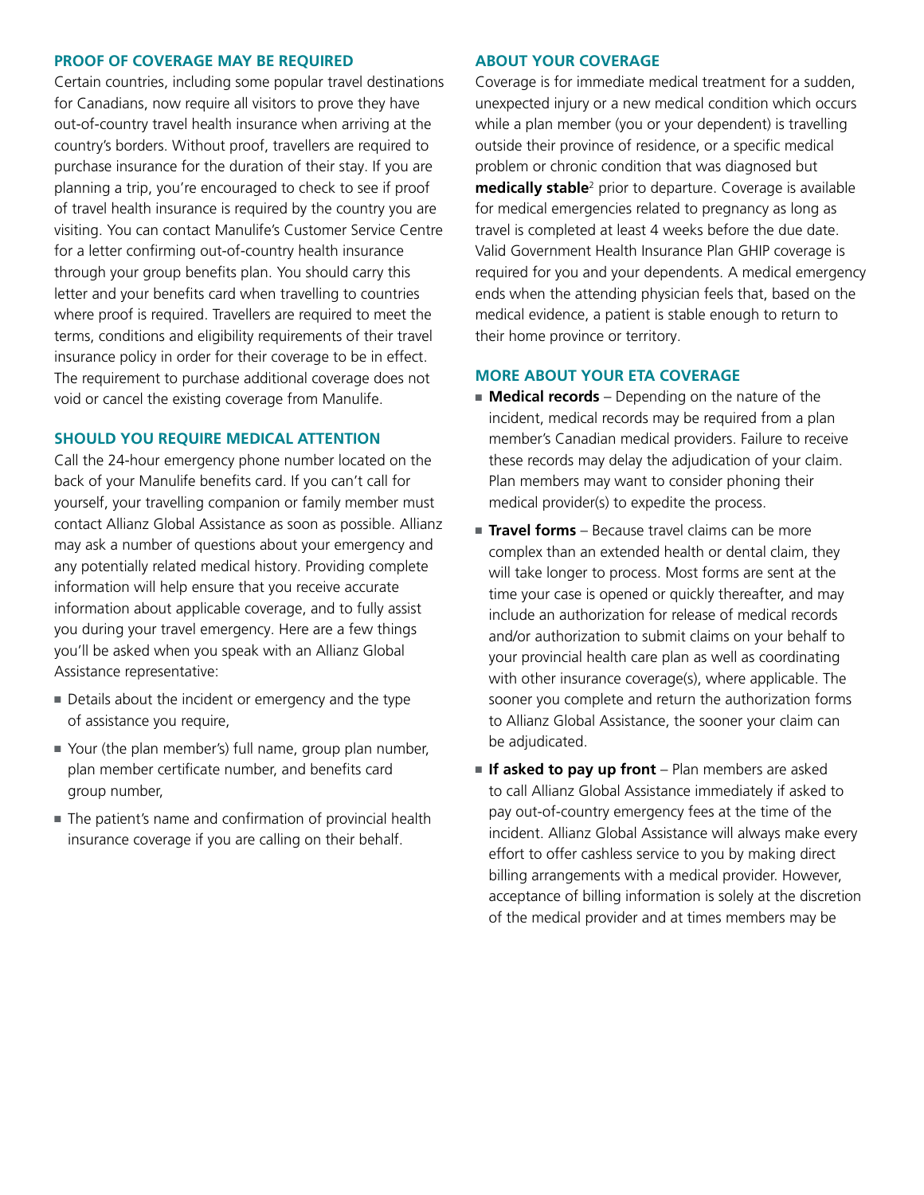## PROOF OF COVERAGE MAY BE REQUIRED

Certain countries, including some popular travel destinations for Canadians, now require all visitors to prove they have out-of-country travel health insurance when arriving at the country's borders. Without proof, travellers are required to purchase insurance for the duration of their stay. If you are planning a trip, you're encouraged to check to see if proof of travel health insurance is required by the country you are visiting. You can contact Manulife's Customer Service Centre for a letter confirming out-of-country health insurance through your group benefits plan. You should carry this letter and your benefits card when travelling to countries where proof is required. Travellers are required to meet the terms, conditions and eligibility requirements of their travel insurance policy in order for their coverage to be in effect. The requirement to purchase additional coverage does not void or cancel the existing coverage from Manulife.

## SHOULD YOU REQUIRE MEDICAL ATTENTION

Call the 24-hour emergency phone number located on the back of your Manulife benefits card. If you can't call for yourself, your travelling companion or family member must contact Allianz Global Assistance as soon as possible. Allianz may ask a number of questions about your emergency and any potentially related medical history. Providing complete information will help ensure that you receive accurate information about applicable coverage, and to fully assist you during your travel emergency. Here are a few things you'll be asked when you speak with an Allianz Global Assistance representative:

- Details about the incident or emergency and the type of assistance you require,
- Your (the plan member's) full name, group plan number, plan member certificate number, and benefits card group number,
- The patient's name and confirmation of provincial health insurance coverage if you are calling on their behalf.

## ABOUT YOUR COVERAGE

Coverage is for immediate medical treatment for a sudden, unexpected injury or a new medical condition which occurs while a plan member (you or your dependent) is travelling outside their province of residence, or a specific medical problem or chronic condition that was diagnosed but **medically stable**[2] prior to departure. Coverage is available for medical emergencies related to pregnancy as long as travel is completed at least 4 weeks before the due date. Valid Government Health Insurance Plan GHIP coverage is required for you and your dependents. A medical emergency ends when the attending physician feels that, based on the medical evidence, a patient is stable enough to return to their home province or territory.

## MORE ABOUT YOUR ETA COVERAGE

- **Medical records** – Depending on the nature of the incident, medical records may be required from a plan member's Canadian medical providers. Failure to receive these records may delay the adjudication of your claim. Plan members may want to consider phoning their medical provider(s) to expedite the process.
- **Travel forms** – Because travel claims can be more complex than an extended health or dental claim, they will take longer to process. Most forms are sent at the time your case is opened or quickly thereafter, and may include an authorization for release of medical records and/or authorization to submit claims on your behalf to your provincial health care plan as well as coordinating with other insurance coverage(s), where applicable. The sooner you complete and return the authorization forms to Allianz Global Assistance, the sooner your claim can be adjudicated.
- **If asked to pay up front** – Plan members are asked to call Allianz Global Assistance immediately if asked to pay out-of-country emergency fees at the time of the incident. Allianz Global Assistance will always make every effort to offer cashless service to you by making direct billing arrangements with a medical provider. However, acceptance of billing information is solely at the discretion of the medical provider and at times members may be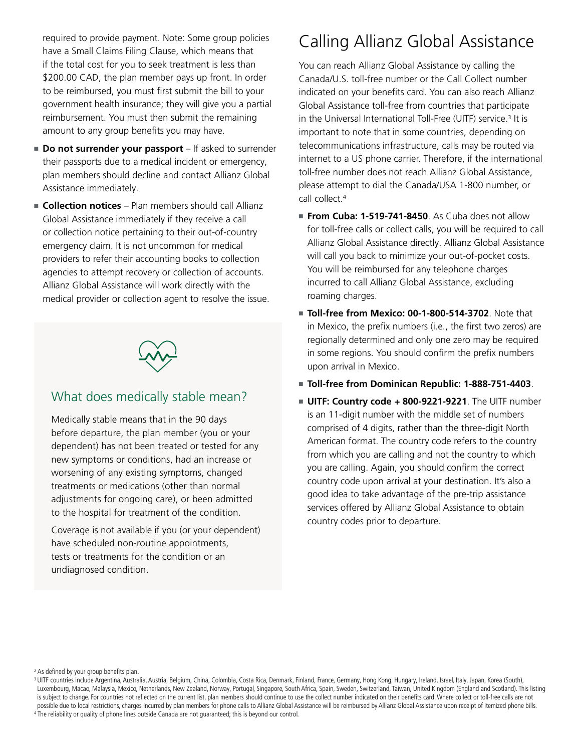required to provide payment. Note: Some group policies have a Small Claims Filing Clause, which means that if the total cost for you to seek treatment is less than $200.00 CAD, the plan member pays up front. In order to be reimbursed, you must first submit the bill to your government health insurance; they will give you a partial reimbursement. You must then submit the remaining amount to any group benefits you may have.

- **Do not surrender your passport** – If asked to surrender their passports due to a medical incident or emergency, plan members should decline and contact Allianz Global Assistance immediately.
- **Collection notices** – Plan members should call Allianz Global Assistance immediately if they receive a call or collection notice pertaining to their out-of-country emergency claim. It is not uncommon for medical providers to refer their accounting books to collection agencies to attempt recovery or collection of accounts. Allianz Global Assistance will work directly with the medical provider or collection agent to resolve the issue.

## What does medically stable mean?

Medically stable means that in the 90 days before departure, the plan member (you or your dependent) has not been treated or tested for any new symptoms or conditions, had an increase or worsening of any existing symptoms, changed treatments or medications (other than normal adjustments for ongoing care), or been admitted to the hospital for treatment of the condition.

Coverage is not available if you (or your dependent) have scheduled non-routine appointments, tests or treatments for the condition or an undiagnosed condition.

# Calling Allianz Global Assistance

You can reach Allianz Global Assistance by calling the Canada/U.S. toll-free number or the Call Collect number indicated on your benefits card. You can also reach Allianz Global Assistance toll-free from countries that participate in the Universal International Toll-Free (UITF) service.[3] It is important to note that in some countries, depending on telecommunications infrastructure, calls may be routed via internet to a US phone carrier. Therefore, if the international toll-free number does not reach Allianz Global Assistance, please attempt to dial the Canada/USA 1-800 number, or call collect.[4]

- **From Cuba: 1-519-741-8450**. As Cuba does not allow for toll-free calls or collect calls, you will be required to call Allianz Global Assistance directly. Allianz Global Assistance will call you back to minimize your out-of-pocket costs. You will be reimbursed for any telephone charges incurred to call Allianz Global Assistance, excluding roaming charges.
- **Toll-free from Mexico: 00-1-800-514-3702**. Note that in Mexico, the prefix numbers (i.e., the first two zeros) are regionally determined and only one zero may be required in some regions. You should confirm the prefix numbers upon arrival in Mexico.
- **Toll-free from Dominican Republic: 1-888-751-4403**.
- **UITF: Country code + 800-9221-9221**. The UITF number is an 11-digit number with the middle set of numbers comprised of 4 digits, rather than the three-digit North American format. The country code refers to the country from which you are calling and not the country to which you are calling. Again, you should confirm the correct country code upon arrival at your destination. It's also a good idea to take advantage of the pre-trip assistance services offered by Allianz Global Assistance to obtain country codes prior to departure.

[2] As defined by your group benefits plan.

[3] UITF countries include Argentina, Australia, Austria, Belgium, China, Colombia, Costa Rica, Denmark, Finland, France, Germany, Hong Kong, Hungary, Ireland, Israel, Italy, Japan, Korea (South), Luxembourg, Macao, Malaysia, Mexico, Netherlands, New Zealand, Norway, Portugal, Singapore, South Africa, Spain, Sweden, Switzerland, Taiwan, United Kingdom (England and Scotland). This listing is subject to change. For countries not reflected on the current list, plan members should continue to use the collect number indicated on their benefits card. Where collect or toll-free calls are not possible due to local restrictions, charges incurred by plan members for phone calls to Allianz Global Assistance will be reimbursed by Allianz Global Assistance upon receipt of itemized phone bills.

[4] The reliability or quality of phone lines outside Canada are not guaranteed; this is beyond our control.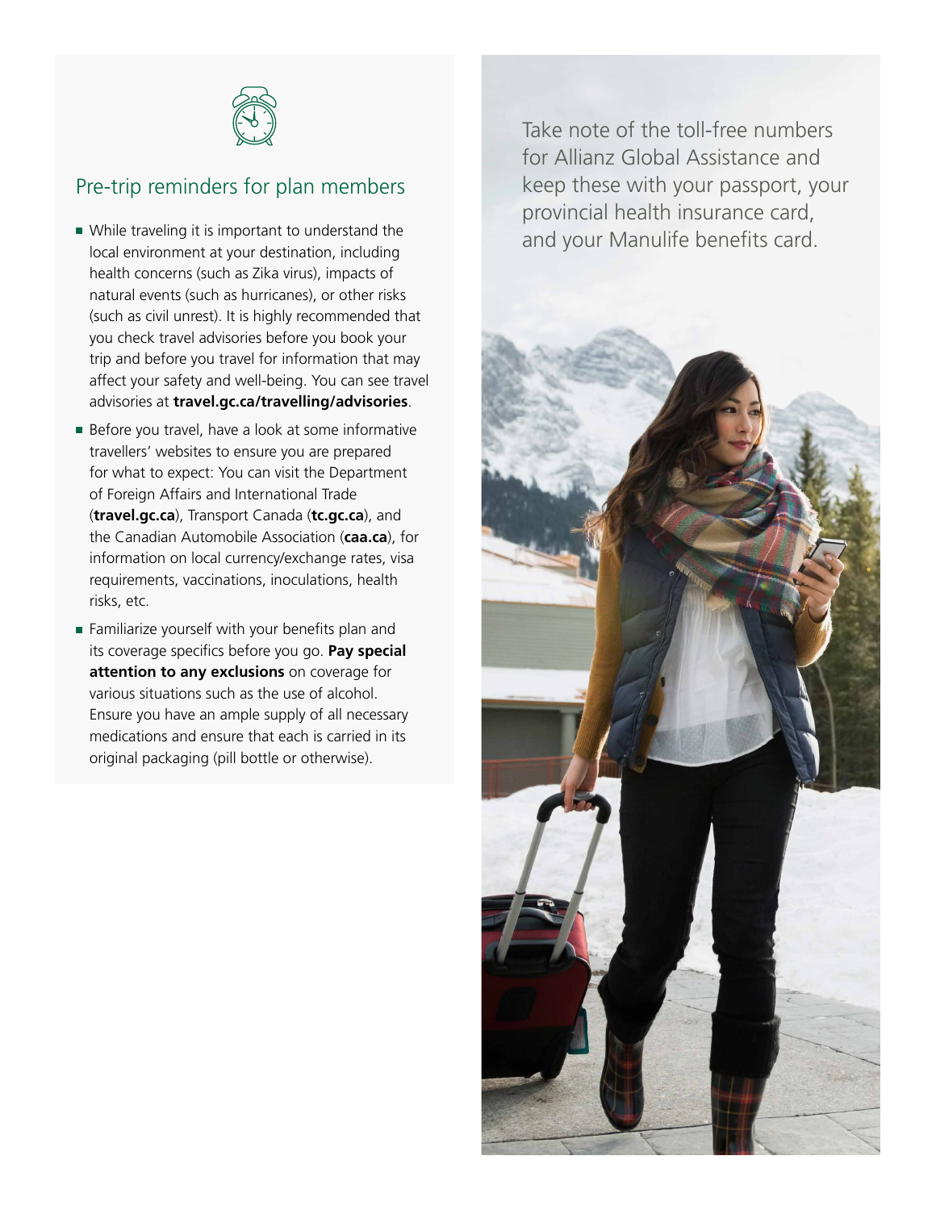## Pre-trip reminders for plan members

- While traveling it is important to understand the local environment at your destination, including health concerns (such as Zika virus), impacts of natural events (such as hurricanes), or other risks (such as civil unrest). It is highly recommended that you check travel advisories before you book your trip and before you travel for information that may affect your safety and well-being. You can see travel advisories at **travel.gc.ca/travelling/advisories**.
- Before you travel, have a look at some informative travellers' websites to ensure you are prepared for what to expect: You can visit the Department of Foreign Affairs and International Trade (**travel.gc.ca**), Transport Canada (**tc.gc.ca**), and the Canadian Automobile Association (**caa.ca**), for information on local currency/exchange rates, visa requirements, vaccinations, inoculations, health risks, etc.
- Familiarize yourself with your benefits plan and its coverage specifics before you go. **Pay special attention to any exclusions** on coverage for various situations such as the use of alcohol. Ensure you have an ample supply of all necessary medications and ensure that each is carried in its original packaging (pill bottle or otherwise).

Take note of the toll-free numbers for Allianz Global Assistance and keep these with your passport, your provincial health insurance card, and your Manulife benefits card.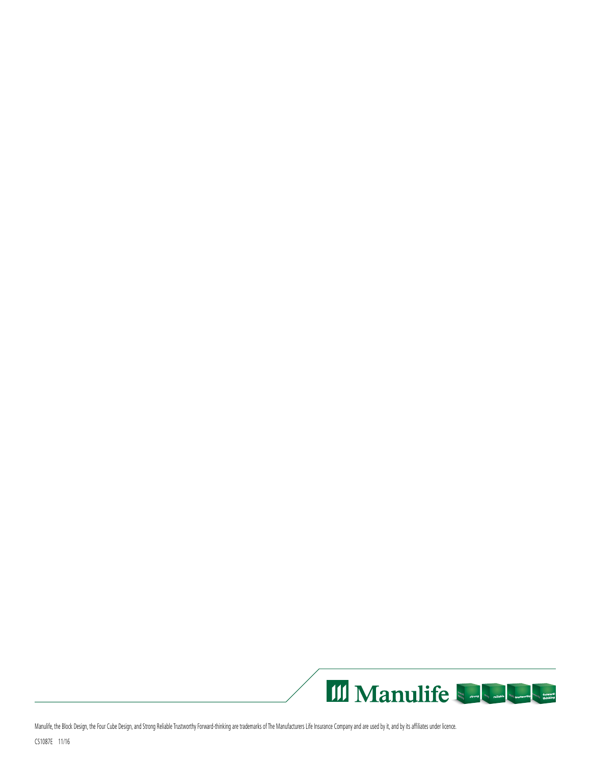Manulife

Manulife, the Block Design, the Four Cube Design, and Strong Reliable Trustworthy Forward-thinking are trademarks of The Manufacturers Life Insurance Company and are used by it, and by its affiliates under licence.

CS1087E 11/16